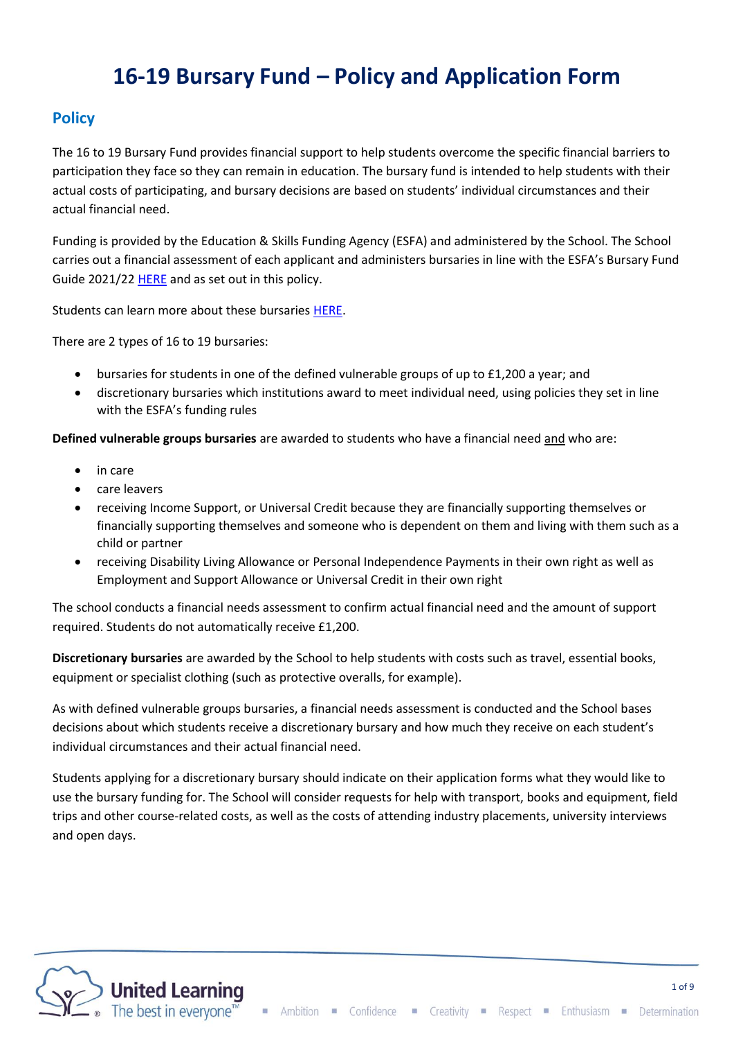# 16-19 Bursary Fund – Policy and Application Form

## Policy

The 16 to 19 Bursary Fund provides financial support to help students overcome the specific financial barriers to participation they face so they can remain in education. The bursary fund is intended to help students with their actual costs of participating, and bursary decisions are based on students' individual circumstances and their actual financial need.

Funding is provided by the Education & Skills Funding Agency (ESFA) and administered by the School. The School carries out a financial assessment of each applicant and administers bursaries in line with the ESFA's Bursary Fund Guide 2021/22 HERE and as set out in this policy.

Students can learn more about these bursaries HERE.

There are 2 types of 16 to 19 bursaries:

- bursaries for students in one of the defined vulnerable groups of up to £1,200 a year; and
- discretionary bursaries which institutions award to meet individual need, using policies they set in line with the ESFA's funding rules

**Defined vulnerable groups bursaries** are awarded to students who have a financial need and who are:

- in care
- care leavers
- receiving Income Support, or Universal Credit because they are financially supporting themselves or financially supporting themselves and someone who is dependent on them and living with them such as a child or partner
- receiving Disability Living Allowance or Personal Independence Payments in their own right as well as Employment and Support Allowance or Universal Credit in their own right

The school conducts a financial needs assessment to confirm actual financial need and the amount of support required. Students do not automatically receive £1,200.

**Discretionary bursaries** are awarded by the School to help students with costs such as travel, essential books, equipment or specialist clothing (such as protective overalls, for example).

As with defined vulnerable groups bursaries, a financial needs assessment is conducted and the School bases decisions about which students receive a discretionary bursary and how much they receive on each student's individual circumstances and their actual financial need.

Students applying for a discretionary bursary should indicate on their application forms what they would like to use the bursary funding for. The School will consider requests for help with transport, books and equipment, field trips and other course-related costs, as well as the costs of attending industry placements, university interviews and open days.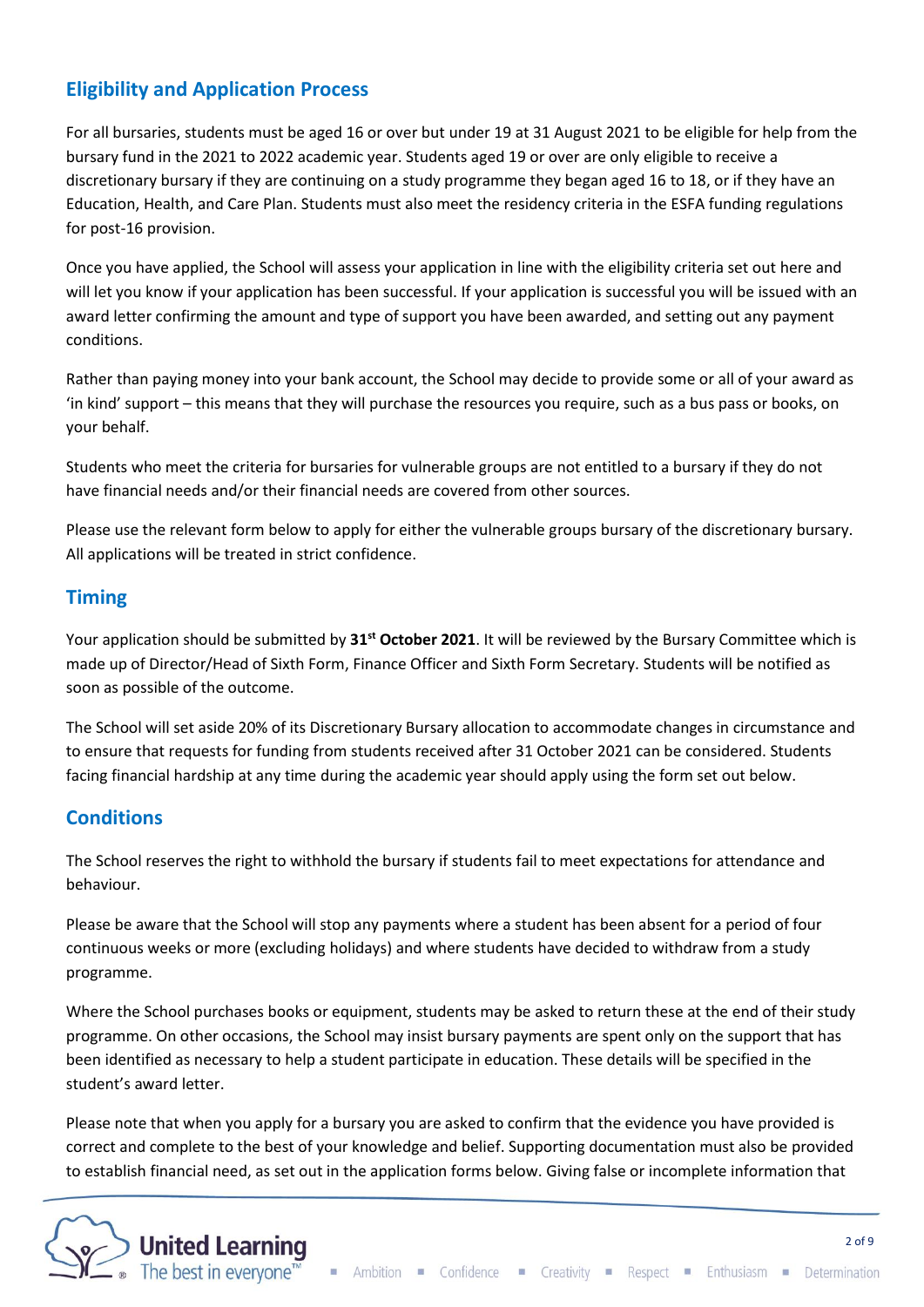## Eligibility and Application Process

For all bursaries, students must be aged 16 or over but under 19 at 31 August 2021 to be eligible for help from the bursary fund in the 2021 to 2022 academic year. Students aged 19 or over are only eligible to receive a discretionary bursary if they are continuing on a study programme they began aged 16 to 18, or if they have an Education, Health, and Care Plan. Students must also meet the residency criteria in the ESFA funding regulations for post-16 provision.

Once you have applied, the School will assess your application in line with the eligibility criteria set out here and will let you know if your application has been successful. If your application is successful you will be issued with an award letter confirming the amount and type of support you have been awarded, and setting out any payment conditions.

Rather than paying money into your bank account, the School may decide to provide some or all of your award as 'in kind' support – this means that they will purchase the resources you require, such as a bus pass or books, on your behalf.

Students who meet the criteria for bursaries for vulnerable groups are not entitled to a bursary if they do not have financial needs and/or their financial needs are covered from other sources.

Please use the relevant form below to apply for either the vulnerable groups bursary of the discretionary bursary. All applications will be treated in strict confidence.

## Timing

Your application should be submitted by **31st October 2021**. It will be reviewed by the Bursary Committee which is made up of Director/Head of Sixth Form, Finance Officer and Sixth Form Secretary. Students will be notified as soon as possible of the outcome.

The School will set aside 20% of its Discretionary Bursary allocation to accommodate changes in circumstance and to ensure that requests for funding from students received after 31 October 2021 can be considered. Students facing financial hardship at any time during the academic year should apply using the form set out below.

## Conditions

The School reserves the right to withhold the bursary if students fail to meet expectations for attendance and behaviour.

Please be aware that the School will stop any payments where a student has been absent for a period of four continuous weeks or more (excluding holidays) and where students have decided to withdraw from a study programme.

Where the School purchases books or equipment, students may be asked to return these at the end of their study programme. On other occasions, the School may insist bursary payments are spent only on the support that has been identified as necessary to help a student participate in education. These details will be specified in the student's award letter.

Please note that when you apply for a bursary you are asked to confirm that the evidence you have provided is correct and complete to the best of your knowledge and belief. Supporting documentation must also be provided to establish financial need, as set out in the application forms below. Giving false or incomplete information that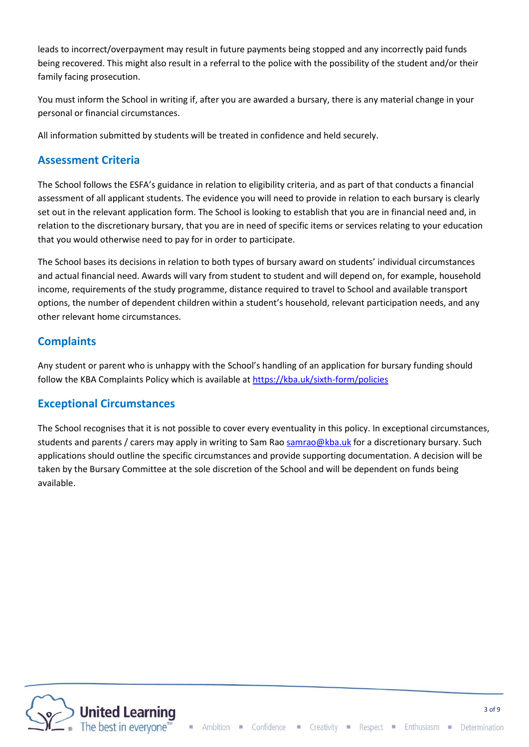leads to incorrect/overpayment may result in future payments being stopped and any incorrectly paid funds being recovered. This might also result in a referral to the police with the possibility of the student and/or their family facing prosecution.

You must inform the School in writing if, after you are awarded a bursary, there is any material change in your personal or financial circumstances.

All information submitted by students will be treated in confidence and held securely.

## Assessment Criteria

The School follows the ESFA's guidance in relation to eligibility criteria, and as part of that conducts a financial assessment of all applicant students. The evidence you will need to provide in relation to each bursary is clearly set out in the relevant application form. The School is looking to establish that you are in financial need and, in relation to the discretionary bursary, that you are in need of specific items or services relating to your education that you would otherwise need to pay for in order to participate.

The School bases its decisions in relation to both types of bursary award on students' individual circumstances and actual financial need. Awards will vary from student to student and will depend on, for example, household income, requirements of the study programme, distance required to travel to School and available transport options, the number of dependent children within a student's household, relevant participation needs, and any other relevant home circumstances.

## Complaints

Any student or parent who is unhappy with the School's handling of an application for bursary funding should follow the KBA Complaints Policy which is available at [https://kba.uk/sixth-form/policies](https://kba.uk/sixth-form/policies)

## Exceptional Circumstances

The School recognises that it is not possible to cover every eventuality in this policy. In exceptional circumstances, students and parents / carers may apply in writing to Sam Rao [samrao@kba.uk](mailto:samrao@kba.uk) for a discretionary bursary. Such applications should outline the specific circumstances and provide supporting documentation. A decision will be taken by the Bursary Committee at the sole discretion of the School and will be dependent on funds being available.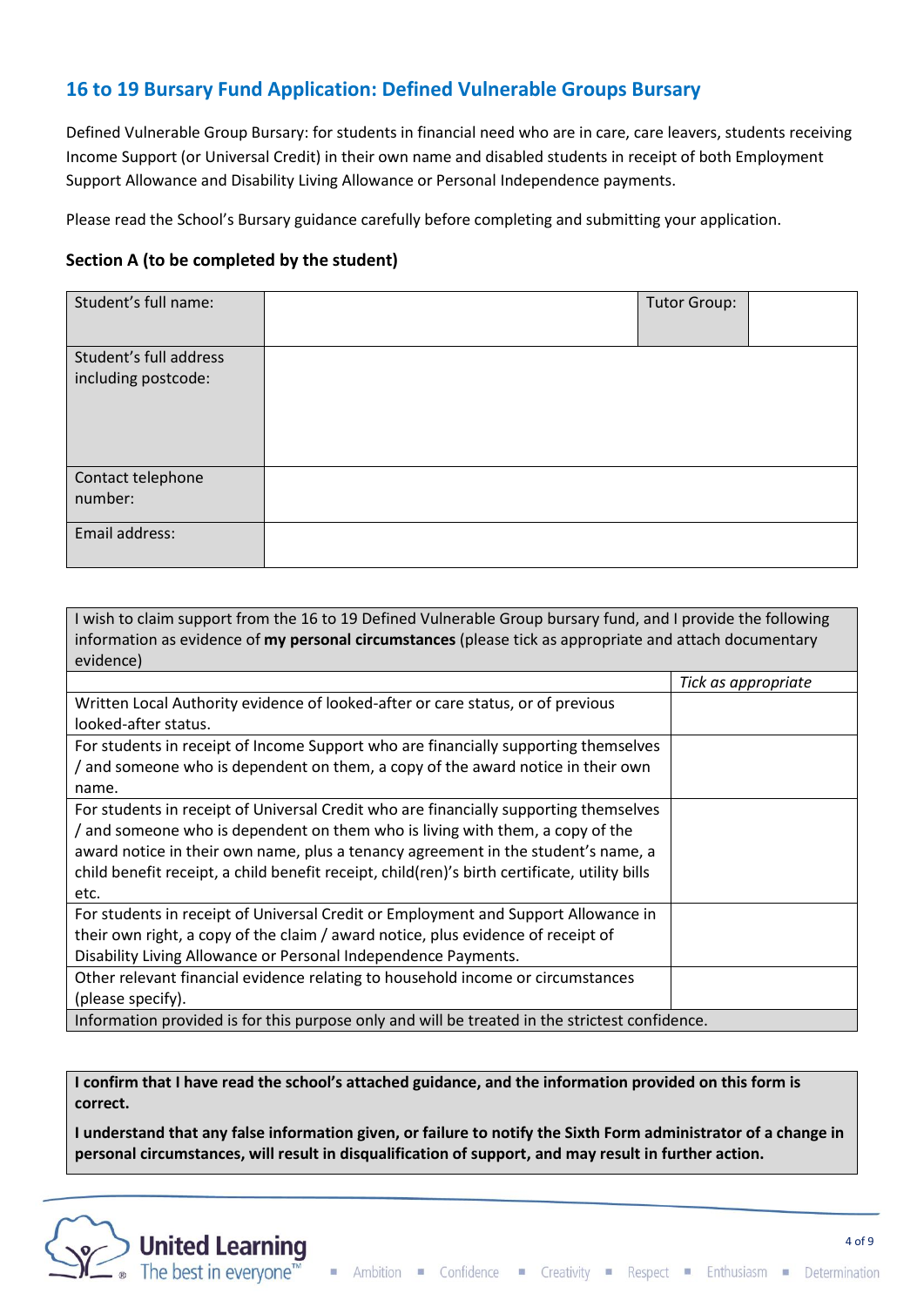## 16 to 19 Bursary Fund Application: Defined Vulnerable Groups Bursary

Defined Vulnerable Group Bursary: for students in financial need who are in care, care leavers, students receiving Income Support (or Universal Credit) in their own name and disabled students in receipt of both Employment Support Allowance and Disability Living Allowance or Personal Independence payments.

Please read the School's Bursary guidance carefully before completing and submitting your application.

### Section A (to be completed by the student)

| Student's full name: | | Tutor Group: | |
|---|---|---|---|
| Student's full address including postcode: | | | |
| Contact telephone number: | | | |
| Email address: | | | |

| I wish to claim support from the 16 to 19 Defined Vulnerable Group bursary fund, and I provide the following information as evidence of **my personal circumstances** (please tick as appropriate and attach documentary evidence) | |
|---|---|
| | *Tick as appropriate* |
| Written Local Authority evidence of looked-after or care status, or of previous looked-after status. | |
| For students in receipt of Income Support who are financially supporting themselves / and someone who is dependent on them, a copy of the award notice in their own name. | |
| For students in receipt of Universal Credit who are financially supporting themselves / and someone who is dependent on them who is living with them, a copy of the award notice in their own name, plus a tenancy agreement in the student's name, a child benefit receipt, a child benefit receipt, child(ren)'s birth certificate, utility bills etc. | |
| For students in receipt of Universal Credit or Employment and Support Allowance in their own right, a copy of the claim / award notice, plus evidence of receipt of Disability Living Allowance or Personal Independence Payments. | |
| Other relevant financial evidence relating to household income or circumstances (please specify). | |
| Information provided is for this purpose only and will be treated in the strictest confidence. | |

**I confirm that I have read the school's attached guidance, and the information provided on this form is correct.**

**I understand that any false information given, or failure to notify the Sixth Form administrator of a change in personal circumstances, will result in disqualification of support, and may result in further action.**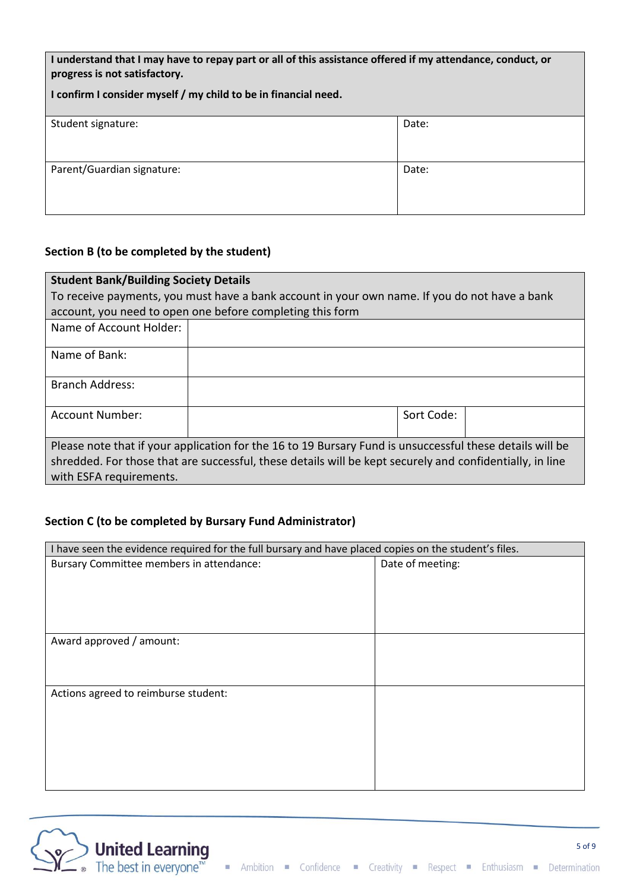| **I understand that I may have to repay part or all of this assistance offered if my attendance, conduct, or progress is not satisfactory.**<br><br>**I confirm I consider myself / my child to be in financial need.** | |
|---|---|
| Student signature: | Date: |
| Parent/Guardian signature: | Date: |

### Section B (to be completed by the student)

| **Student Bank/Building Society Details**<br>To receive payments, you must have a bank account in your own name. If you do not have a bank account, you need to open one before completing this form | | | |
|---|---|---|---|
| Name of Account Holder: | | | |
| Name of Bank: | | | |
| Branch Address: | | | |
| Account Number: | | Sort Code: | |
| Please note that if your application for the 16 to 19 Bursary Fund is unsuccessful these details will be shredded. For those that are successful, these details will be kept securely and confidentially, in line with ESFA requirements. | | | |

### Section C (to be completed by Bursary Fund Administrator)

| I have seen the evidence required for the full bursary and have placed copies on the student's files. | |
|---|---|
| Bursary Committee members in attendance: | Date of meeting: |
| Award approved / amount: | |
| Actions agreed to reimburse student: | |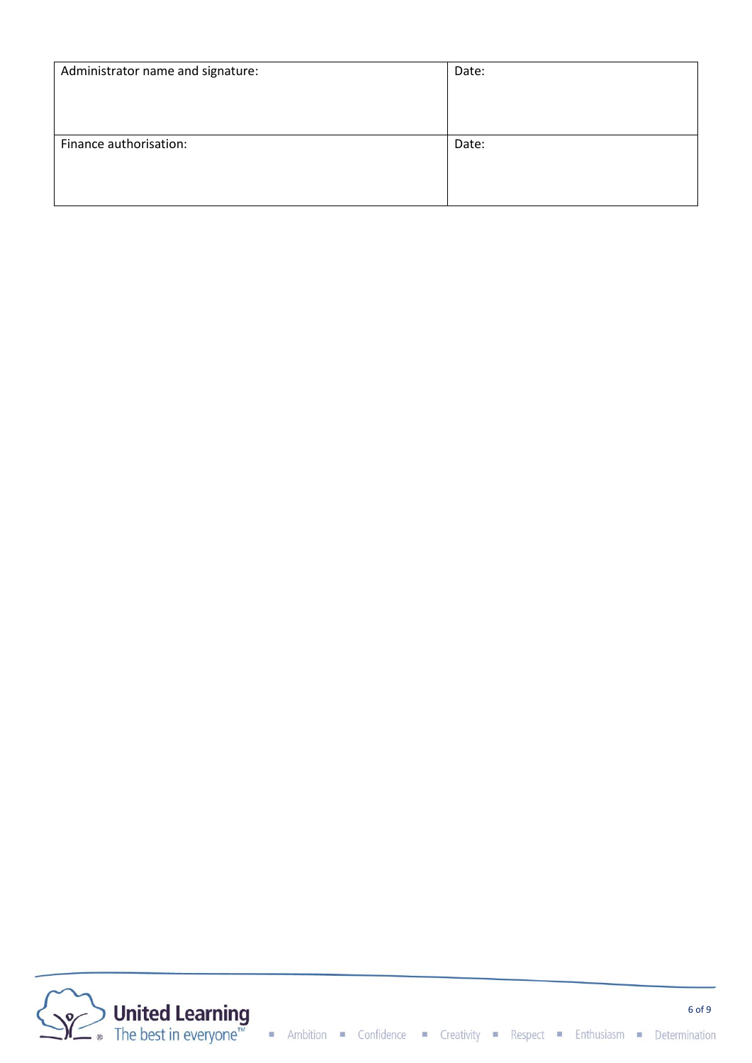| Administrator name and signature: | Date: |
| --- | --- |
| Finance authorisation: | Date: |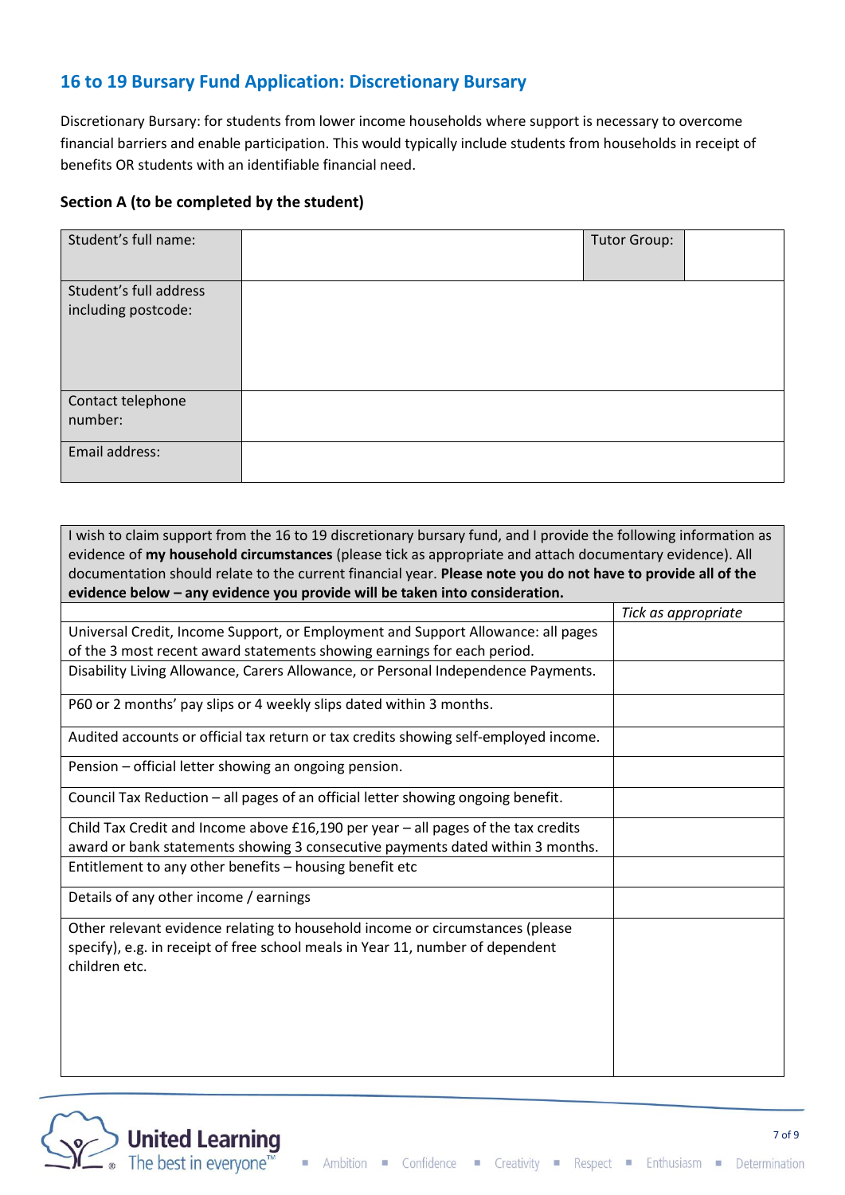## 16 to 19 Bursary Fund Application: Discretionary Bursary

Discretionary Bursary: for students from lower income households where support is necessary to overcome financial barriers and enable participation. This would typically include students from households in receipt of benefits OR students with an identifiable financial need.

### Section A (to be completed by the student)

| Student's full name: | | Tutor Group: | |
|---|---|---|---|
| Student's full address including postcode: | | | |
| Contact telephone number: | | | |
| Email address: | | | |

| I wish to claim support from the 16 to 19 discretionary bursary fund, and I provide the following information as evidence of **my household circumstances** (please tick as appropriate and attach documentary evidence). All documentation should relate to the current financial year. **Please note you do not have to provide all of the evidence below – any evidence you provide will be taken into consideration.** | |
|---|---|
| | *Tick as appropriate* |
| Universal Credit, Income Support, or Employment and Support Allowance: all pages of the 3 most recent award statements showing earnings for each period. | |
| Disability Living Allowance, Carers Allowance, or Personal Independence Payments. | |
| P60 or 2 months' pay slips or 4 weekly slips dated within 3 months. | |
| Audited accounts or official tax return or tax credits showing self-employed income. | |
| Pension – official letter showing an ongoing pension. | |
| Council Tax Reduction – all pages of an official letter showing ongoing benefit. | |
| Child Tax Credit and Income above £16,190 per year – all pages of the tax credits award or bank statements showing 3 consecutive payments dated within 3 months. | |
| Entitlement to any other benefits – housing benefit etc | |
| Details of any other income / earnings | |
| Other relevant evidence relating to household income or circumstances (please specify), e.g. in receipt of free school meals in Year 11, number of dependent children etc. | |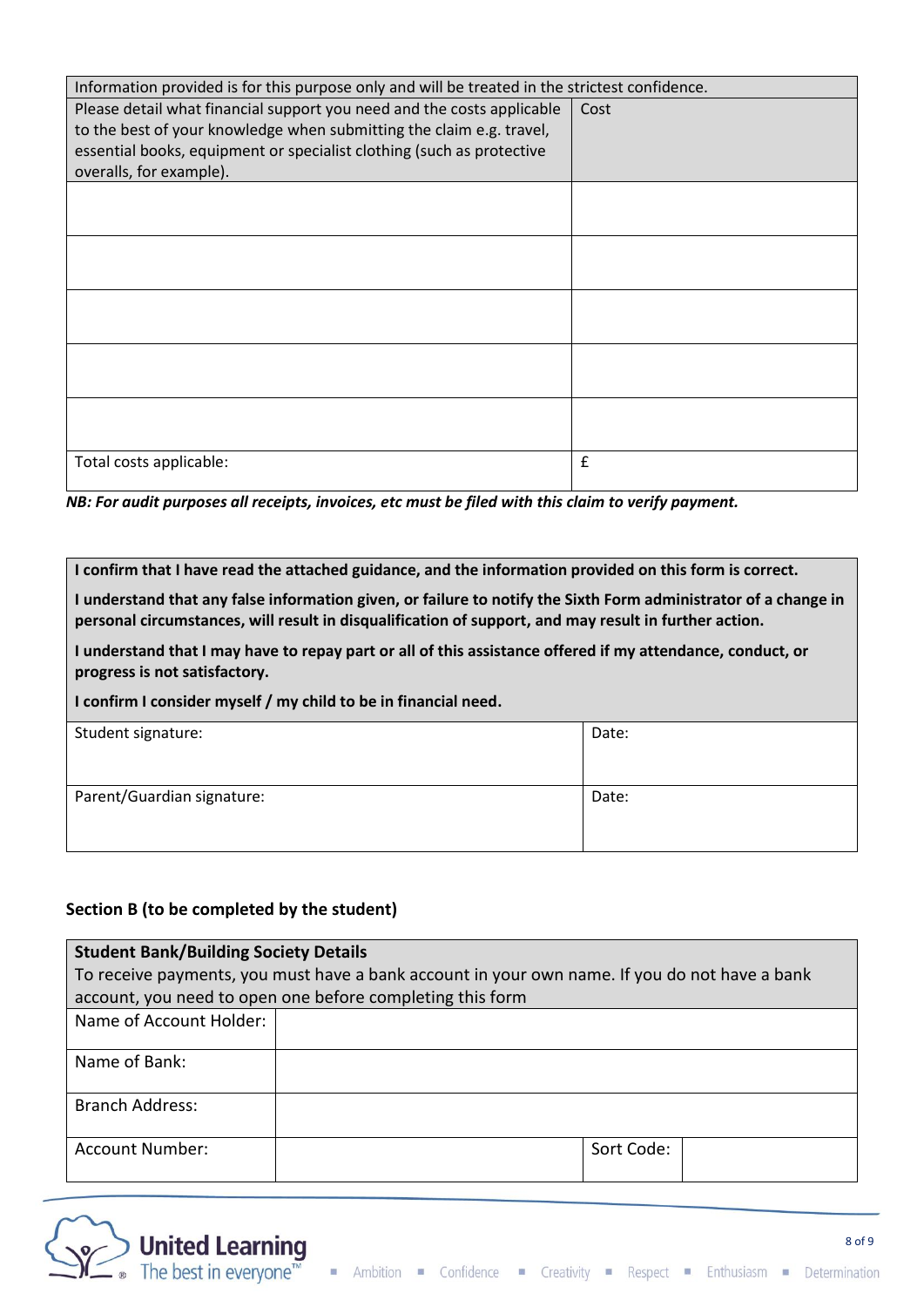| Information provided is for this purpose only and will be treated in the strictest confidence. | |
|---|---|
| Please detail what financial support you need and the costs applicable to the best of your knowledge when submitting the claim e.g. travel, essential books, equipment or specialist clothing (such as protective overalls, for example). | Cost |
| | |
| | |
| | |
| | |
| | |
| Total costs applicable: | £ |

***NB: For audit purposes all receipts, invoices, etc must be filed with this claim to verify payment.***

**I confirm that I have read the attached guidance, and the information provided on this form is correct.**

**I understand that any false information given, or failure to notify the Sixth Form administrator of a change in personal circumstances, will result in disqualification of support, and may result in further action.**

**I understand that I may have to repay part or all of this assistance offered if my attendance, conduct, or progress is not satisfactory.**

**I confirm I consider myself / my child to be in financial need.**

| Student signature: | Date: |
|---|---|
| Parent/Guardian signature: | Date: |

### Section B (to be completed by the student)

**Student Bank/Building Society Details**
To receive payments, you must have a bank account in your own name. If you do not have a bank account, you need to open one before completing this form

| Name of Account Holder: | | | |
|---|---|---|---|
| Name of Bank: | | | |
| Branch Address: | | | |
| Account Number: | | Sort Code: | |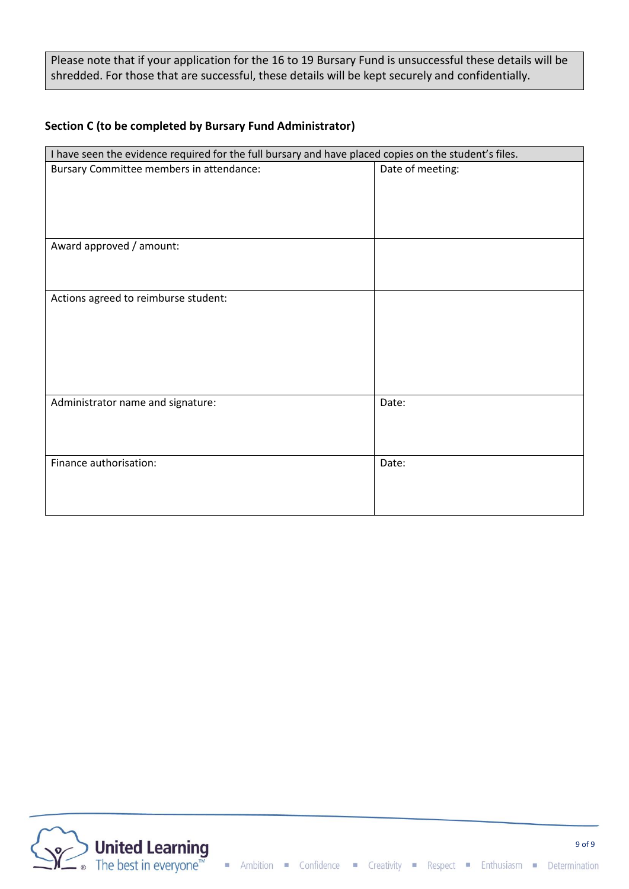Please note that if your application for the 16 to 19 Bursary Fund is unsuccessful these details will be shredded. For those that are successful, these details will be kept securely and confidentially.

**Section C (to be completed by Bursary Fund Administrator)**

| I have seen the evidence required for the full bursary and have placed copies on the student's files. | |
|---|---|
| Bursary Committee members in attendance: | Date of meeting: |
| Award approved / amount: | |
| Actions agreed to reimburse student: | |
| Administrator name and signature: | Date: |
| Finance authorisation: | Date: |